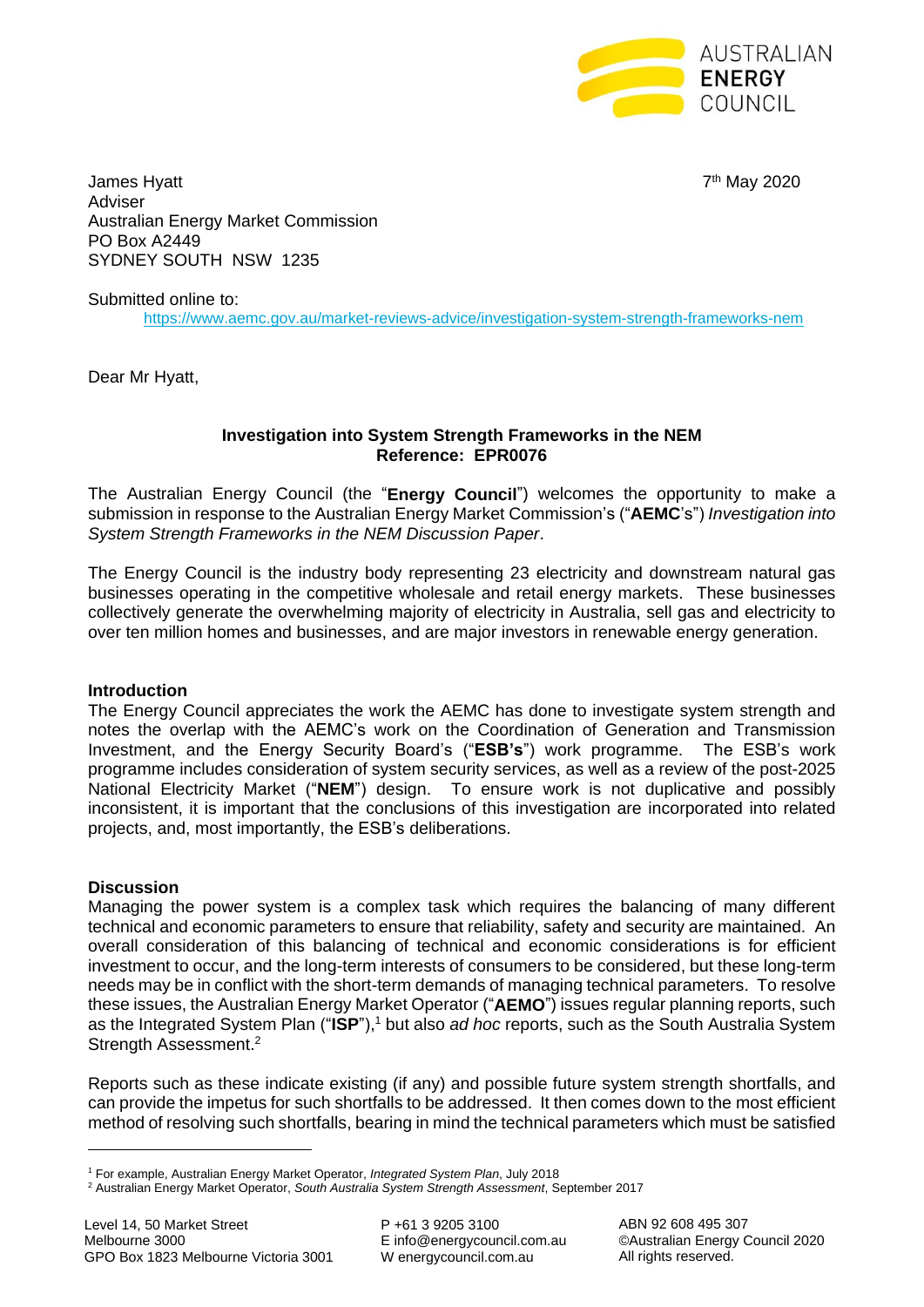AUSTRALIAN ENERGY COUNCIL

James Hyatt
Adviser
Australian Energy Market Commission
PO Box A2449
SYDNEY SOUTH NSW 1235

7th May 2020

Submitted online to:
https://www.aemc.gov.au/market-reviews-advice/investigation-system-strength-frameworks-nem

Dear Mr Hyatt,

**Investigation into System Strength Frameworks in the NEM**
**Reference: EPR0076**

The Australian Energy Council (the "**Energy Council**") welcomes the opportunity to make a submission in response to the Australian Energy Market Commission's ("**AEMC**'s") *Investigation into System Strength Frameworks in the NEM Discussion Paper*.

The Energy Council is the industry body representing 23 electricity and downstream natural gas businesses operating in the competitive wholesale and retail energy markets. These businesses collectively generate the overwhelming majority of electricity in Australia, sell gas and electricity to over ten million homes and businesses, and are major investors in renewable energy generation.

**Introduction**

The Energy Council appreciates the work the AEMC has done to investigate system strength and notes the overlap with the AEMC's work on the Coordination of Generation and Transmission Investment, and the Energy Security Board's ("**ESB's**") work programme. The ESB's work programme includes consideration of system security services, as well as a review of the post-2025 National Electricity Market ("**NEM**") design. To ensure work is not duplicative and possibly inconsistent, it is important that the conclusions of this investigation are incorporated into related projects, and, most importantly, the ESB's deliberations.

**Discussion**

Managing the power system is a complex task which requires the balancing of many different technical and economic parameters to ensure that reliability, safety and security are maintained. An overall consideration of this balancing of technical and economic considerations is for efficient investment to occur, and the long-term interests of consumers to be considered, but these long-term needs may be in conflict with the short-term demands of managing technical parameters. To resolve these issues, the Australian Energy Market Operator ("**AEMO**") issues regular planning reports, such as the Integrated System Plan ("**ISP**"),[1] but also *ad hoc* reports, such as the South Australia System Strength Assessment.[2]

Reports such as these indicate existing (if any) and possible future system strength shortfalls, and can provide the impetus for such shortfalls to be addressed. It then comes down to the most efficient method of resolving such shortfalls, bearing in mind the technical parameters which must be satisfied

[1] For example, Australian Energy Market Operator, *Integrated System Plan*, July 2018
[2] Australian Energy Market Operator, *South Australia System Strength Assessment*, September 2017

Level 14, 50 Market Street
Melbourne 3000
GPO Box 1823 Melbourne Victoria 3001

P +61 3 9205 3100
E info@energycouncil.com.au
W energycouncil.com.au

ABN 92 608 495 307
©Australian Energy Council 2020
All rights reserved.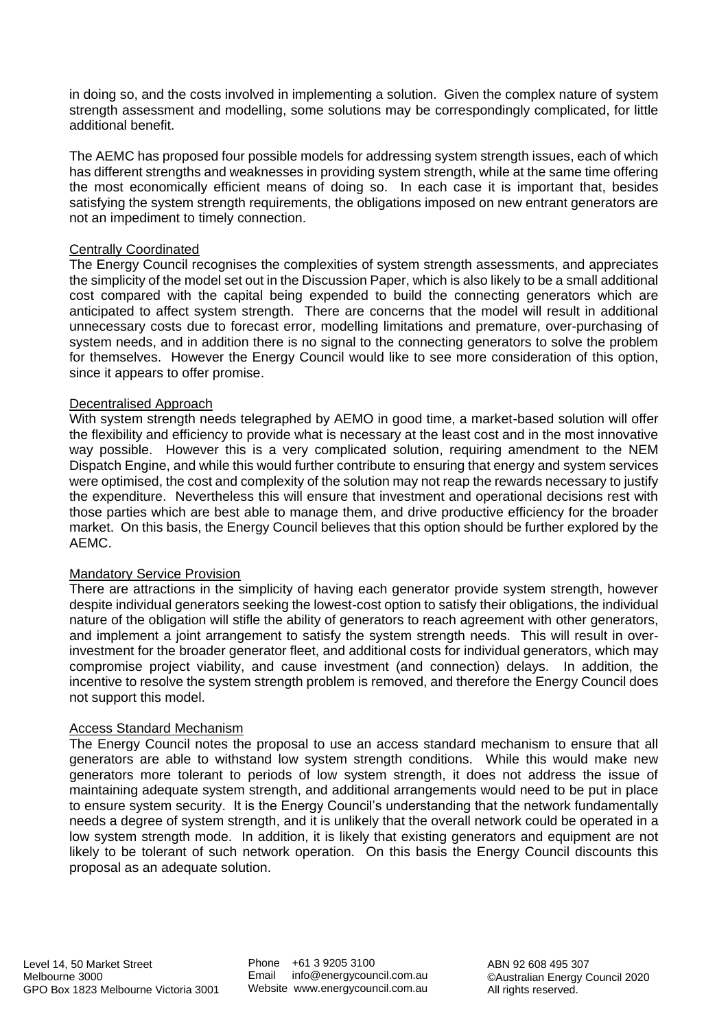in doing so, and the costs involved in implementing a solution. Given the complex nature of system strength assessment and modelling, some solutions may be correspondingly complicated, for little additional benefit.

The AEMC has proposed four possible models for addressing system strength issues, each of which has different strengths and weaknesses in providing system strength, while at the same time offering the most economically efficient means of doing so. In each case it is important that, besides satisfying the system strength requirements, the obligations imposed on new entrant generators are not an impediment to timely connection.

Centrally Coordinated

The Energy Council recognises the complexities of system strength assessments, and appreciates the simplicity of the model set out in the Discussion Paper, which is also likely to be a small additional cost compared with the capital being expended to build the connecting generators which are anticipated to affect system strength. There are concerns that the model will result in additional unnecessary costs due to forecast error, modelling limitations and premature, over-purchasing of system needs, and in addition there is no signal to the connecting generators to solve the problem for themselves. However the Energy Council would like to see more consideration of this option, since it appears to offer promise.

Decentralised Approach

With system strength needs telegraphed by AEMO in good time, a market-based solution will offer the flexibility and efficiency to provide what is necessary at the least cost and in the most innovative way possible. However this is a very complicated solution, requiring amendment to the NEM Dispatch Engine, and while this would further contribute to ensuring that energy and system services were optimised, the cost and complexity of the solution may not reap the rewards necessary to justify the expenditure. Nevertheless this will ensure that investment and operational decisions rest with those parties which are best able to manage them, and drive productive efficiency for the broader market. On this basis, the Energy Council believes that this option should be further explored by the AEMC.

Mandatory Service Provision

There are attractions in the simplicity of having each generator provide system strength, however despite individual generators seeking the lowest-cost option to satisfy their obligations, the individual nature of the obligation will stifle the ability of generators to reach agreement with other generators, and implement a joint arrangement to satisfy the system strength needs. This will result in over-investment for the broader generator fleet, and additional costs for individual generators, which may compromise project viability, and cause investment (and connection) delays. In addition, the incentive to resolve the system strength problem is removed, and therefore the Energy Council does not support this model.

Access Standard Mechanism

The Energy Council notes the proposal to use an access standard mechanism to ensure that all generators are able to withstand low system strength conditions. While this would make new generators more tolerant to periods of low system strength, it does not address the issue of maintaining adequate system strength, and additional arrangements would need to be put in place to ensure system security. It is the Energy Council's understanding that the network fundamentally needs a degree of system strength, and it is unlikely that the overall network could be operated in a low system strength mode. In addition, it is likely that existing generators and equipment are not likely to be tolerant of such network operation. On this basis the Energy Council discounts this proposal as an adequate solution.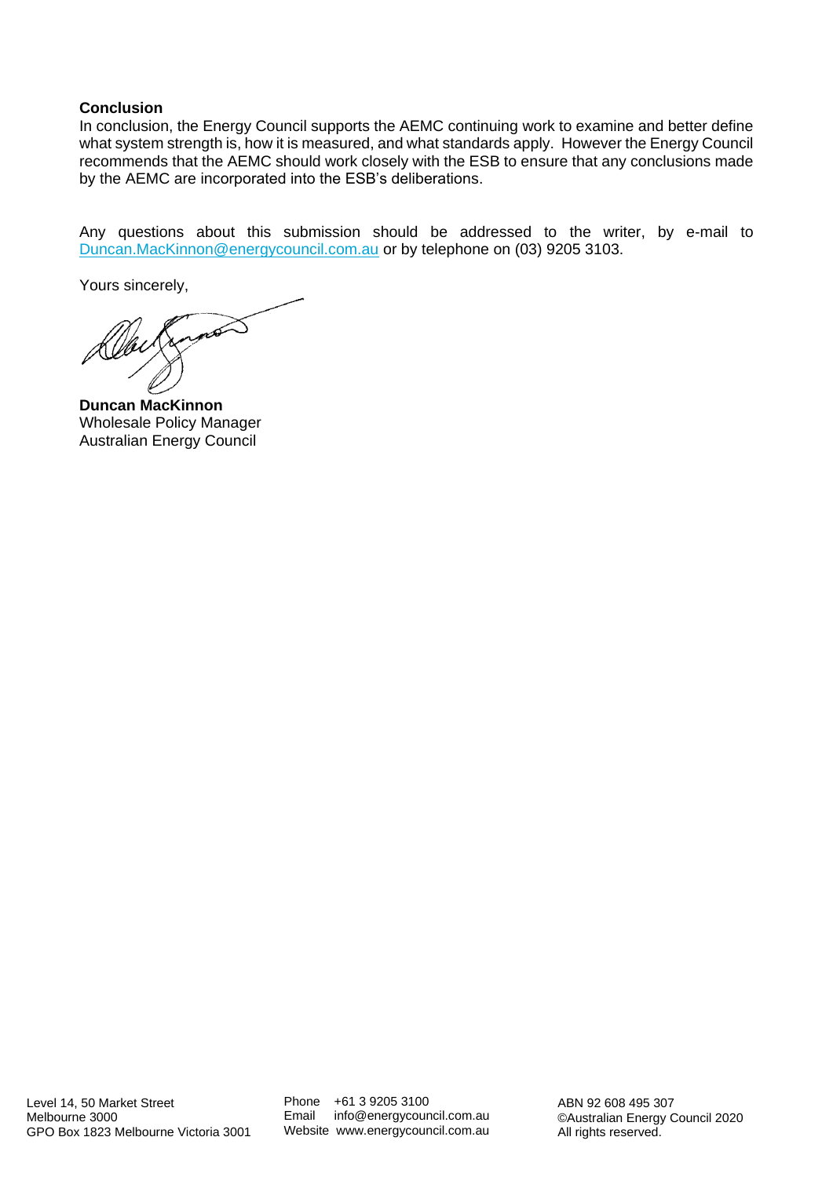**Conclusion**

In conclusion, the Energy Council supports the AEMC continuing work to examine and better define what system strength is, how it is measured, and what standards apply. However the Energy Council recommends that the AEMC should work closely with the ESB to ensure that any conclusions made by the AEMC are incorporated into the ESB's deliberations.

Any questions about this submission should be addressed to the writer, by e-mail to Duncan.MacKinnon@energycouncil.com.au or by telephone on (03) 9205 3103.

Yours sincerely,

**Duncan MacKinnon**
Wholesale Policy Manager
Australian Energy Council

Level 14, 50 Market Street
Melbourne 3000
GPO Box 1823 Melbourne Victoria 3001

Phone +61 3 9205 3100
Email info@energycouncil.com.au
Website www.energycouncil.com.au

ABN 92 608 495 307
©Australian Energy Council 2020
All rights reserved.